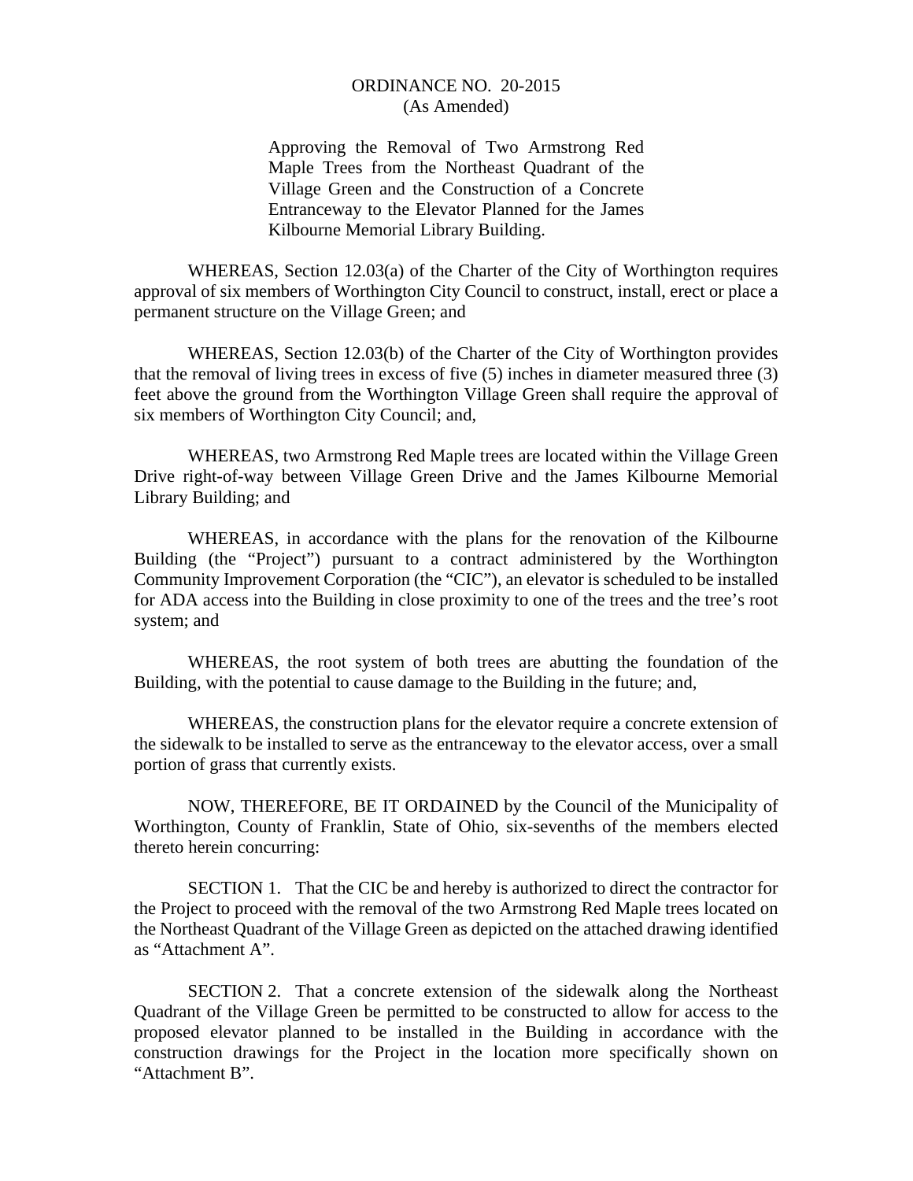# ORDINANCE NO. 20-2015
(As Amended)

Approving the Removal of Two Armstrong Red Maple Trees from the Northeast Quadrant of the Village Green and the Construction of a Concrete Entranceway to the Elevator Planned for the James Kilbourne Memorial Library Building.

WHEREAS, Section 12.03(a) of the Charter of the City of Worthington requires approval of six members of Worthington City Council to construct, install, erect or place a permanent structure on the Village Green; and

WHEREAS, Section 12.03(b) of the Charter of the City of Worthington provides that the removal of living trees in excess of five (5) inches in diameter measured three (3) feet above the ground from the Worthington Village Green shall require the approval of six members of Worthington City Council; and,

WHEREAS, two Armstrong Red Maple trees are located within the Village Green Drive right-of-way between Village Green Drive and the James Kilbourne Memorial Library Building; and

WHEREAS, in accordance with the plans for the renovation of the Kilbourne Building (the "Project") pursuant to a contract administered by the Worthington Community Improvement Corporation (the "CIC"), an elevator is scheduled to be installed for ADA access into the Building in close proximity to one of the trees and the tree's root system; and

WHEREAS, the root system of both trees are abutting the foundation of the Building, with the potential to cause damage to the Building in the future; and,

WHEREAS, the construction plans for the elevator require a concrete extension of the sidewalk to be installed to serve as the entranceway to the elevator access, over a small portion of grass that currently exists.

NOW, THEREFORE, BE IT ORDAINED by the Council of the Municipality of Worthington, County of Franklin, State of Ohio, six-sevenths of the members elected thereto herein concurring:

SECTION 1. That the CIC be and hereby is authorized to direct the contractor for the Project to proceed with the removal of the two Armstrong Red Maple trees located on the Northeast Quadrant of the Village Green as depicted on the attached drawing identified as "Attachment A".

SECTION 2. That a concrete extension of the sidewalk along the Northeast Quadrant of the Village Green be permitted to be constructed to allow for access to the proposed elevator planned to be installed in the Building in accordance with the construction drawings for the Project in the location more specifically shown on "Attachment B".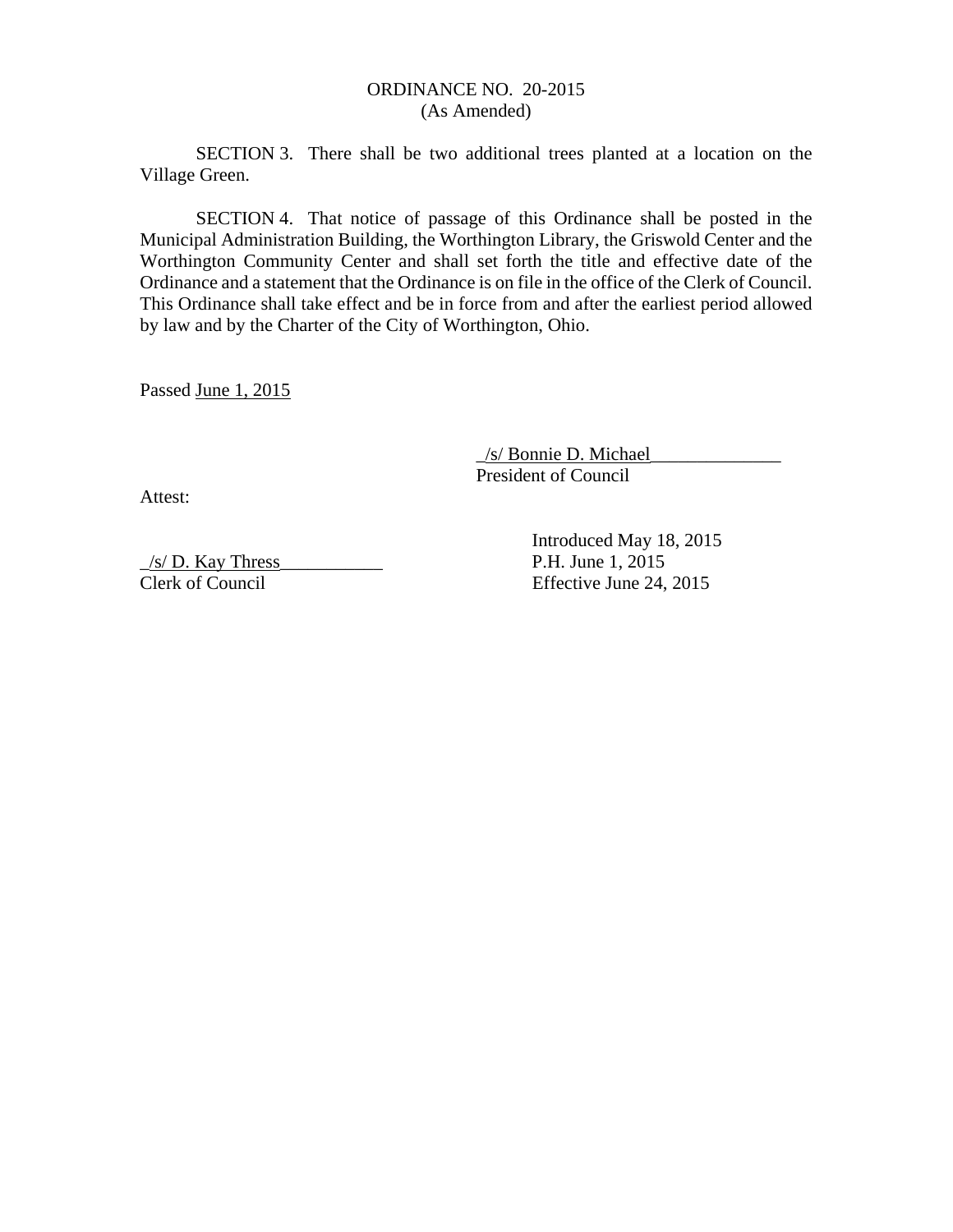ORDINANCE NO. 20-2015
(As Amended)

SECTION 3. There shall be two additional trees planted at a location on the Village Green.

SECTION 4. That notice of passage of this Ordinance shall be posted in the Municipal Administration Building, the Worthington Library, the Griswold Center and the Worthington Community Center and shall set forth the title and effective date of the Ordinance and a statement that the Ordinance is on file in the office of the Clerk of Council. This Ordinance shall take effect and be in force from and after the earliest period allowed by law and by the Charter of the City of Worthington, Ohio.

Passed June 1, 2015

_/s/ Bonnie D. Michael______________
President of Council

Attest:

_/s/ D. Kay Thress___________
Clerk of Council

Introduced May 18, 2015
P.H. June 1, 2015
Effective June 24, 2015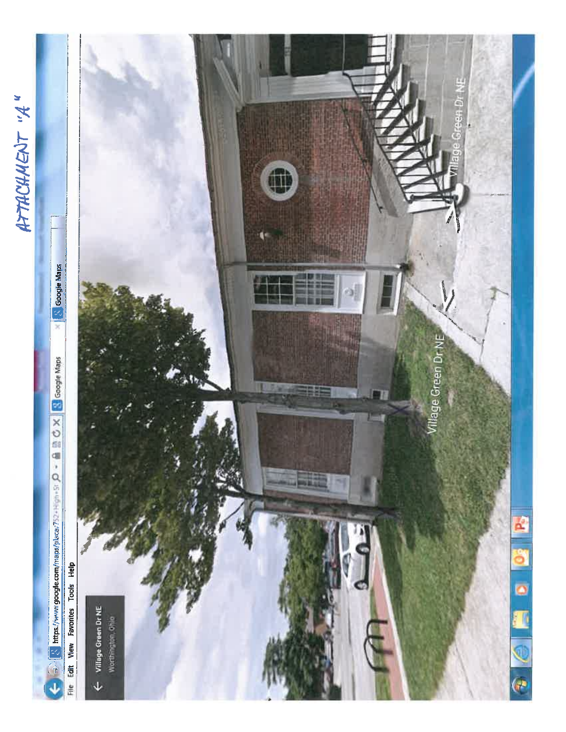ATTACHMENT "A"

https://www.google.com/maps/place/752+High+St

File Edit View Favorites Tools Help

Village Green Dr NE
Worthington, Ohio

Village Green Dr NE

Village Green Dr NE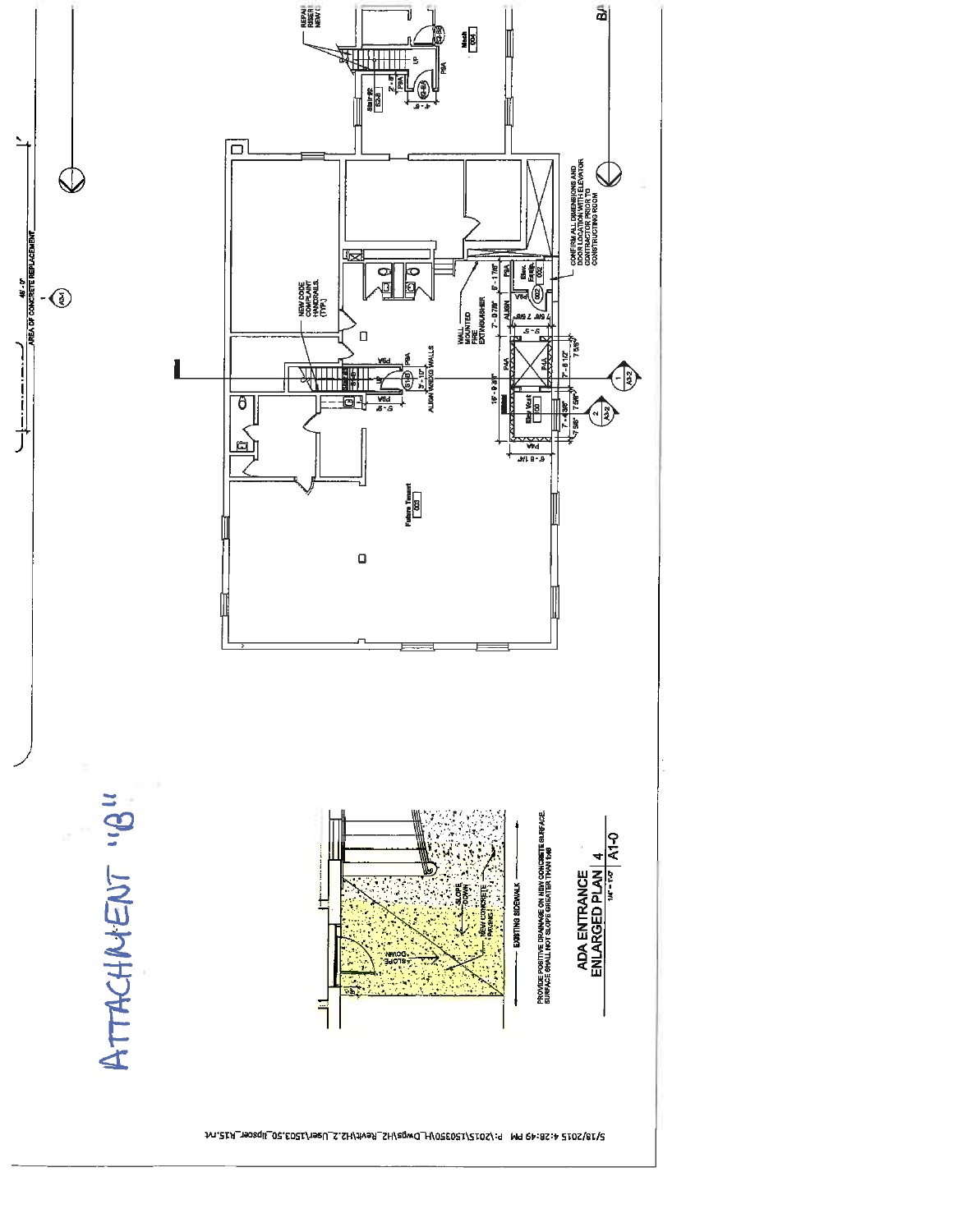ATTACHMENT "B"

AREA OF CONCRETE REPLACEMENT

NEW CODE COMPLIANT HANDRAILS (TYP.)

ALIGN W/EXG WALLS

WALL MOUNTED FIRE EXTINGUISHER

CONFIRM ALL DIMENSIONS AND DOOR LOCATION WITH ELEVATOR CONTRACTOR PRIOR TO CONSTRUCTING ROOM

Future Tenant 003

Elev. Vest. 001

Elev. Equip. 002

Mech 004

Stair #2 S2-B

REPAIR RISER NEW

EXISTING SIDEWALK

NEW CONCRETE PAVING

SLOPE DOWN

PROVIDE POSITIVE DRAINAGE ON NEW CONCRETE SURFACE. SURFACE SHALL NOT SLOPE GREATER THAN 1:48

ADA ENTRANCE ENLARGED PLAN 4 A1-0

1/4" = 1'-0"

5/18/2015 4:28:49 PM P:\2015\1503050\H_Dwgs\H2_Revit\H2.2_User\1503.50_Upsoer_R15.rvt